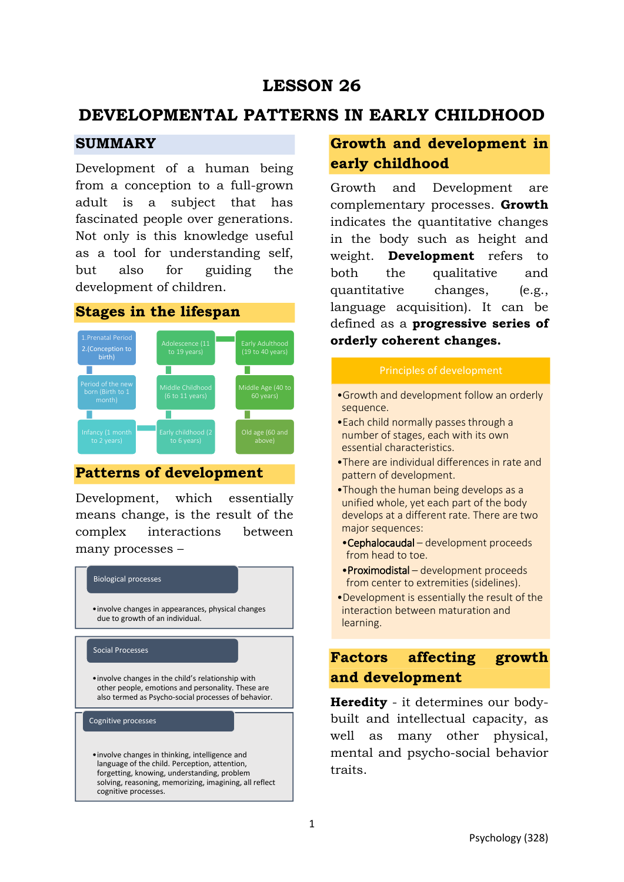# LESSON 26

# DEVELOPMENTAL PATTERNS IN EARLY CHILDHOOD

## SUMMARY

Development of a human being from a conception to a full-grown adult is a subject that has fascinated people over generations. Not only is this knowledge useful as a tool for understanding self, but also for guiding the development of children.

## Stages in the lifespan

1. Prenatal Period
2. (Conception to birth)

- Period of the new born (Birth to 1 month)
- Infancy (1 month to 2 years)
- Early childhood (2 to 6 years)
- Middle Childhood (6 to 11 years)
- Adolescence (11 to 19 years)
- Early Adulthood (19 to 40 years)
- Middle Age (40 to 60 years)
- Old age (60 and above)

## Patterns of development

Development, which essentially means change, is the result of the complex interactions between many processes –

**Biological processes**

- involve changes in appearances, physical changes due to growth of an individual.

**Social Processes**

- involve changes in the child's relationship with other people, emotions and personality. These are also termed as Psycho-social processes of behavior.

**Cognitive processes**

- involve changes in thinking, intelligence and language of the child. Perception, attention, forgetting, knowing, understanding, problem solving, reasoning, memorizing, imagining, all reflect cognitive processes.

## Growth and development in early childhood

Growth and Development are complementary processes. **Growth** indicates the quantitative changes in the body such as height and weight. **Development** refers to both the qualitative and quantitative changes, (e.g., language acquisition). It can be defined as a **progressive series of orderly coherent changes.**

**Principles of development**

- Growth and development follow an orderly sequence.
- Each child normally passes through a number of stages, each with its own essential characteristics.
- There are individual differences in rate and pattern of development.
- Though the human being develops as a unified whole, yet each part of the body develops at a different rate. There are two major sequences:
  - Cephalocaudal – development proceeds from head to toe.
  - Proximodistal – development proceeds from center to extremities (sidelines).
- Development is essentially the result of the interaction between maturation and learning.

## Factors affecting growth and development

**Heredity** - it determines our body-built and intellectual capacity, as well as many other physical, mental and psycho-social behavior traits.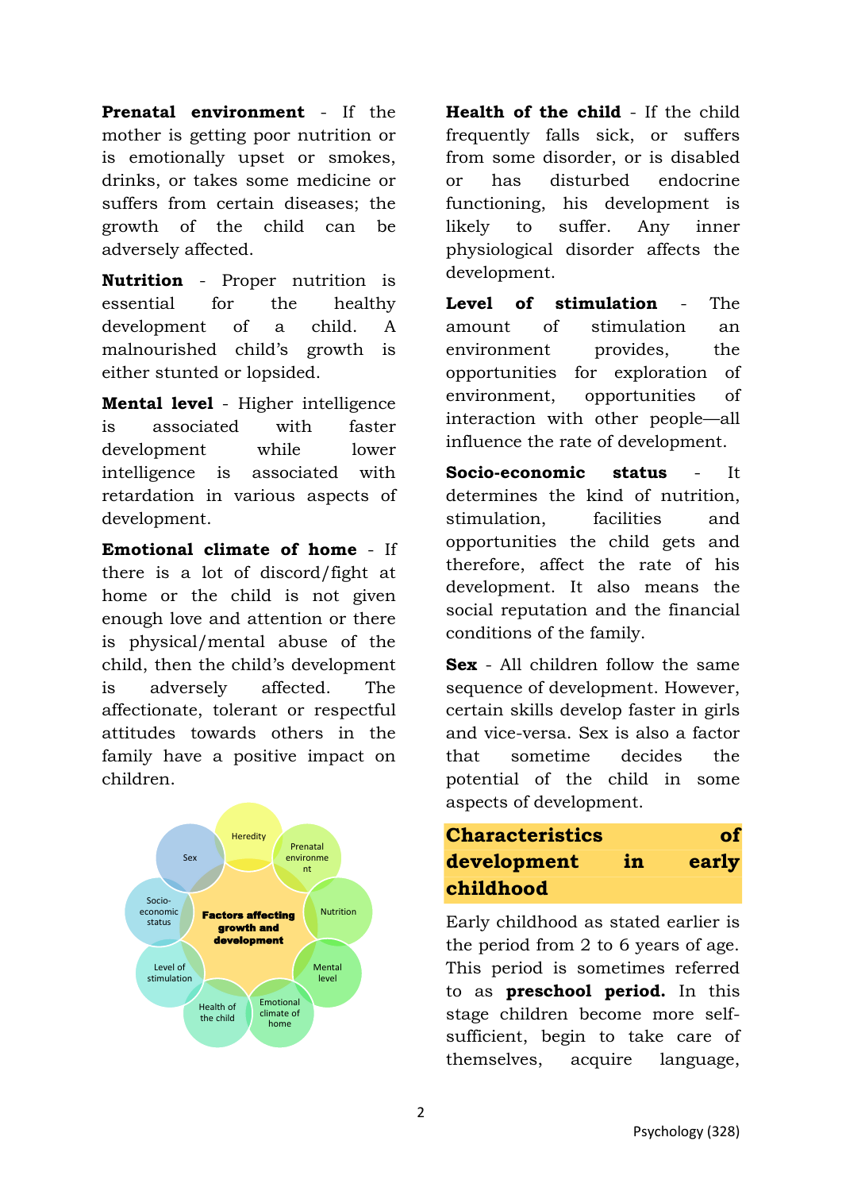**Prenatal environment** - If the mother is getting poor nutrition or is emotionally upset or smokes, drinks, or takes some medicine or suffers from certain diseases; the growth of the child can be adversely affected.

**Nutrition** - Proper nutrition is essential for the healthy development of a child. A malnourished child's growth is either stunted or lopsided.

**Mental level** - Higher intelligence is associated with faster development while lower intelligence is associated with retardation in various aspects of development.

**Emotional climate of home** - If there is a lot of discord/fight at home or the child is not given enough love and attention or there is physical/mental abuse of the child, then the child's development is adversely affected. The affectionate, tolerant or respectful attitudes towards others in the family have a positive impact on children.

Factors affecting growth and development: Heredity, Prenatal environment, Nutrition, Mental level, Emotional climate of home, Health of the child, Level of stimulation, Socio-economic status, Sex

**Health of the child** - If the child frequently falls sick, or suffers from some disorder, or is disabled or has disturbed endocrine functioning, his development is likely to suffer. Any inner physiological disorder affects the development.

**Level of stimulation** - The amount of stimulation an environment provides, the opportunities for exploration of environment, opportunities of interaction with other people—all influence the rate of development.

**Socio-economic status** - It determines the kind of nutrition, stimulation, facilities and opportunities the child gets and therefore, affect the rate of his development. It also means the social reputation and the financial conditions of the family.

**Sex** - All children follow the same sequence of development. However, certain skills develop faster in girls and vice-versa. Sex is also a factor that sometime decides the potential of the child in some aspects of development.

## Characteristics of development in early childhood

Early childhood as stated earlier is the period from 2 to 6 years of age. This period is sometimes referred to as **preschool period.** In this stage children become more self-sufficient, begin to take care of themselves, acquire language,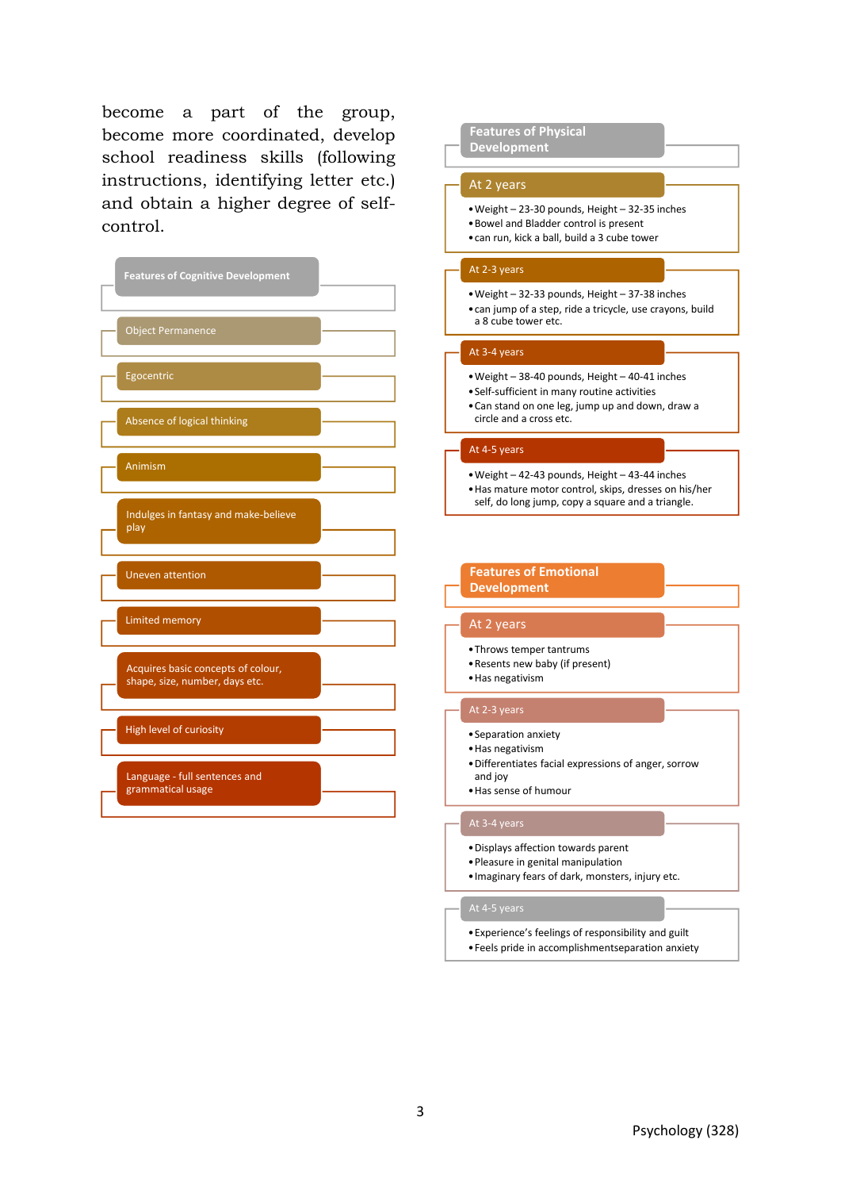become a part of the group, become more coordinated, develop school readiness skills (following instructions, identifying letter etc.) and obtain a higher degree of self-control.

### Features of Cognitive Development

- Object Permanence
- Egocentric
- Absence of logical thinking
- Animism
- Indulges in fantasy and make-believe play
- Uneven attention
- Limited memory
- Acquires basic concepts of colour, shape, size, number, days etc.
- High level of curiosity
- Language - full sentences and grammatical usage

### Features of Physical Development

**At 2 years**

- Weight – 23-30 pounds, Height – 32-35 inches
- Bowel and Bladder control is present
- can run, kick a ball, build a 3 cube tower

**At 2-3 years**

- Weight – 32-33 pounds, Height – 37-38 inches
- can jump of a step, ride a tricycle, use crayons, build a 8 cube tower etc.

**At 3-4 years**

- Weight – 38-40 pounds, Height – 40-41 inches
- Self-sufficient in many routine activities
- Can stand on one leg, jump up and down, draw a circle and a cross etc.

**At 4-5 years**

- Weight – 42-43 pounds, Height – 43-44 inches
- Has mature motor control, skips, dresses on his/her self, do long jump, copy a square and a triangle.

### Features of Emotional Development

**At 2 years**

- Throws temper tantrums
- Resents new baby (if present)
- Has negativism

**At 2-3 years**

- Separation anxiety
- Has negativism
- Differentiates facial expressions of anger, sorrow and joy
- Has sense of humour

**At 3-4 years**

- Displays affection towards parent
- Pleasure in genital manipulation
- Imaginary fears of dark, monsters, injury etc.

**At 4-5 years**

- Experience's feelings of responsibility and guilt
- Feels pride in accomplishmentseparation anxiety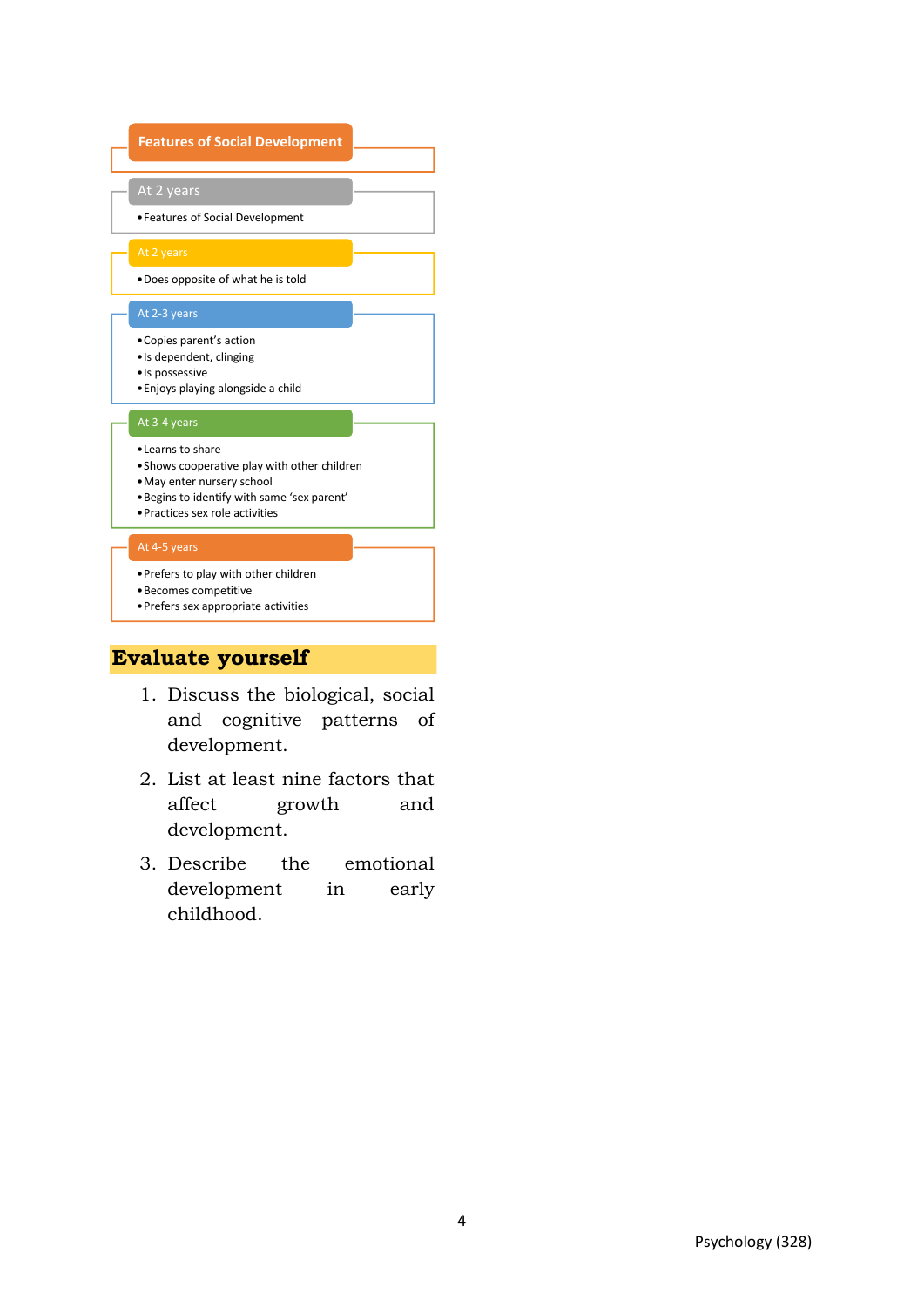**Features of Social Development**

**At 2 years**

- Features of Social Development

**At 2 years**

- Does opposite of what he is told

**At 2-3 years**

- Copies parent's action
- Is dependent, clinging
- Is possessive
- Enjoys playing alongside a child

**At 3-4 years**

- Learns to share
- Shows cooperative play with other children
- May enter nursery school
- Begins to identify with same 'sex parent'
- Practices sex role activities

**At 4-5 years**

- Prefers to play with other children
- Becomes competitive
- Prefers sex appropriate activities

## Evaluate yourself

1. Discuss the biological, social and cognitive patterns of development.
2. List at least nine factors that affect growth and development.
3. Describe the emotional development in early childhood.